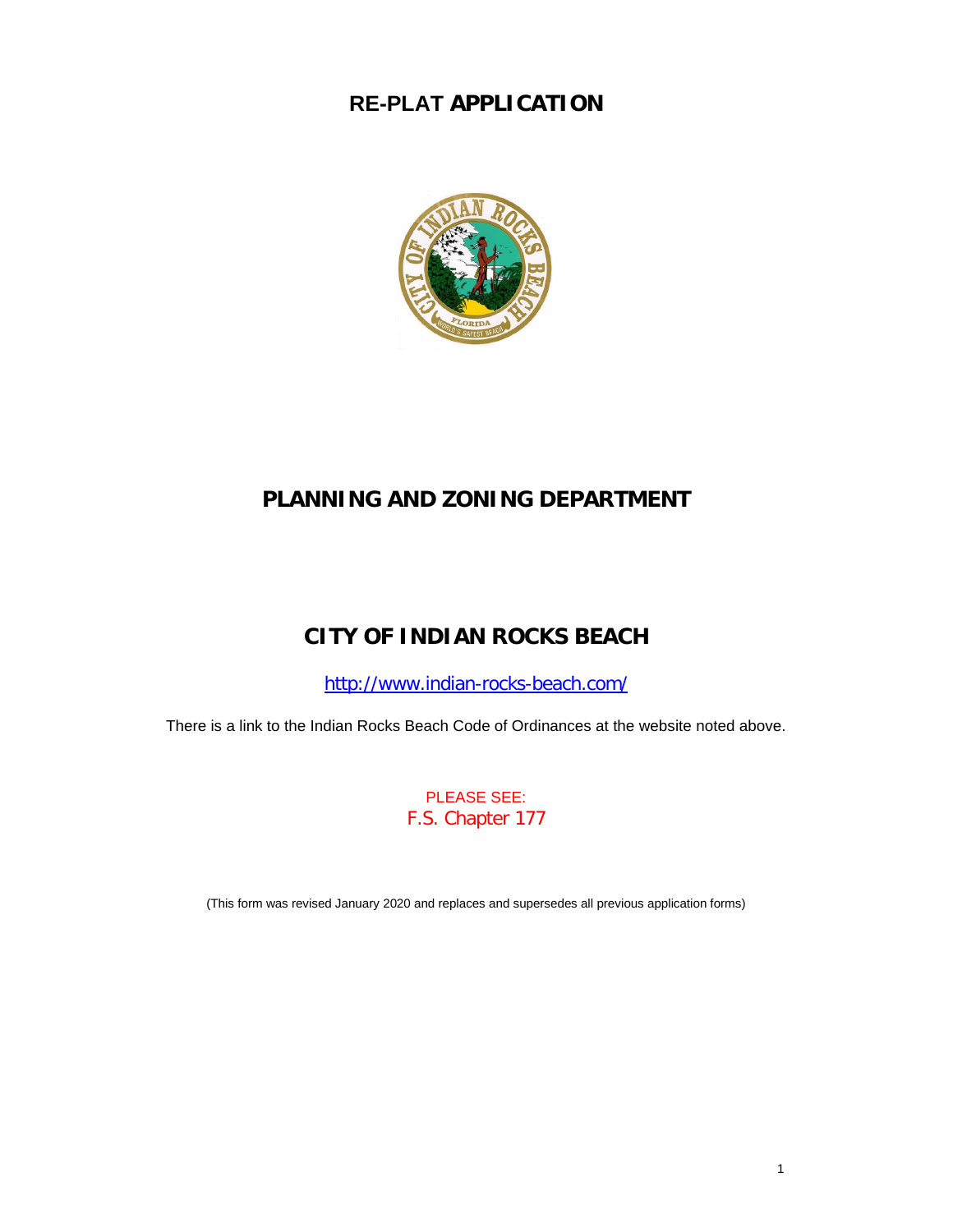# RE-PLAT APPLICATION

## PLANNING AND ZONING DEPARTMENT

## CITY OF INDIAN ROCKS BEACH

http://www.indian-rocks-beach.com/

There is a link to the Indian Rocks Beach Code of Ordinances at the website noted above.

PLEASE SEE:
F.S. Chapter 177

(This form was revised January 2020 and replaces and supersedes all previous application forms)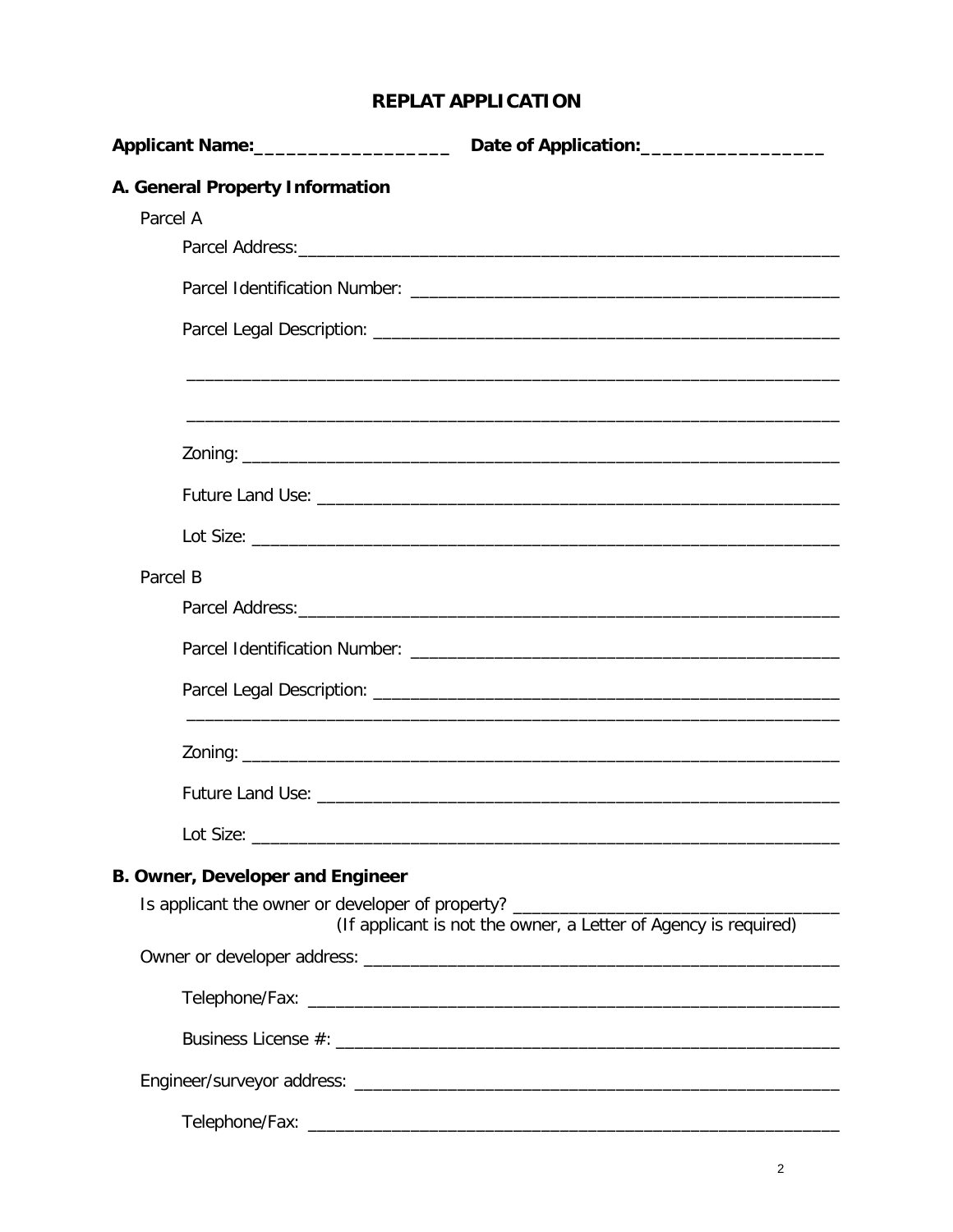# REPLAT APPLICATION

**Applicant Name:__________________** **Date of Application:_________________**

## A. General Property Information

Parcel A

Parcel Address:_____________________________________________________________

Parcel Identification Number: ______________________________________________

Parcel Legal Description: __________________________________________________

___________________________________________________________________________

___________________________________________________________________________

Zoning: ____________________________________________________________________

Future Land Use: ___________________________________________________________

Lot Size: __________________________________________________________________

Parcel B

Parcel Address:_____________________________________________________________

Parcel Identification Number: ______________________________________________

Parcel Legal Description: __________________________________________________

___________________________________________________________________________

Zoning: ____________________________________________________________________

Future Land Use: ___________________________________________________________

Lot Size: __________________________________________________________________

## B. Owner, Developer and Engineer

Is applicant the owner or developer of property? ___________________________________
(If applicant is not the owner, a Letter of Agency is required)

Owner or developer address: ________________________________________________

Telephone/Fax: _____________________________________________________________

Business License #: _________________________________________________________

Engineer/surveyor address: _________________________________________________

Telephone/Fax: _____________________________________________________________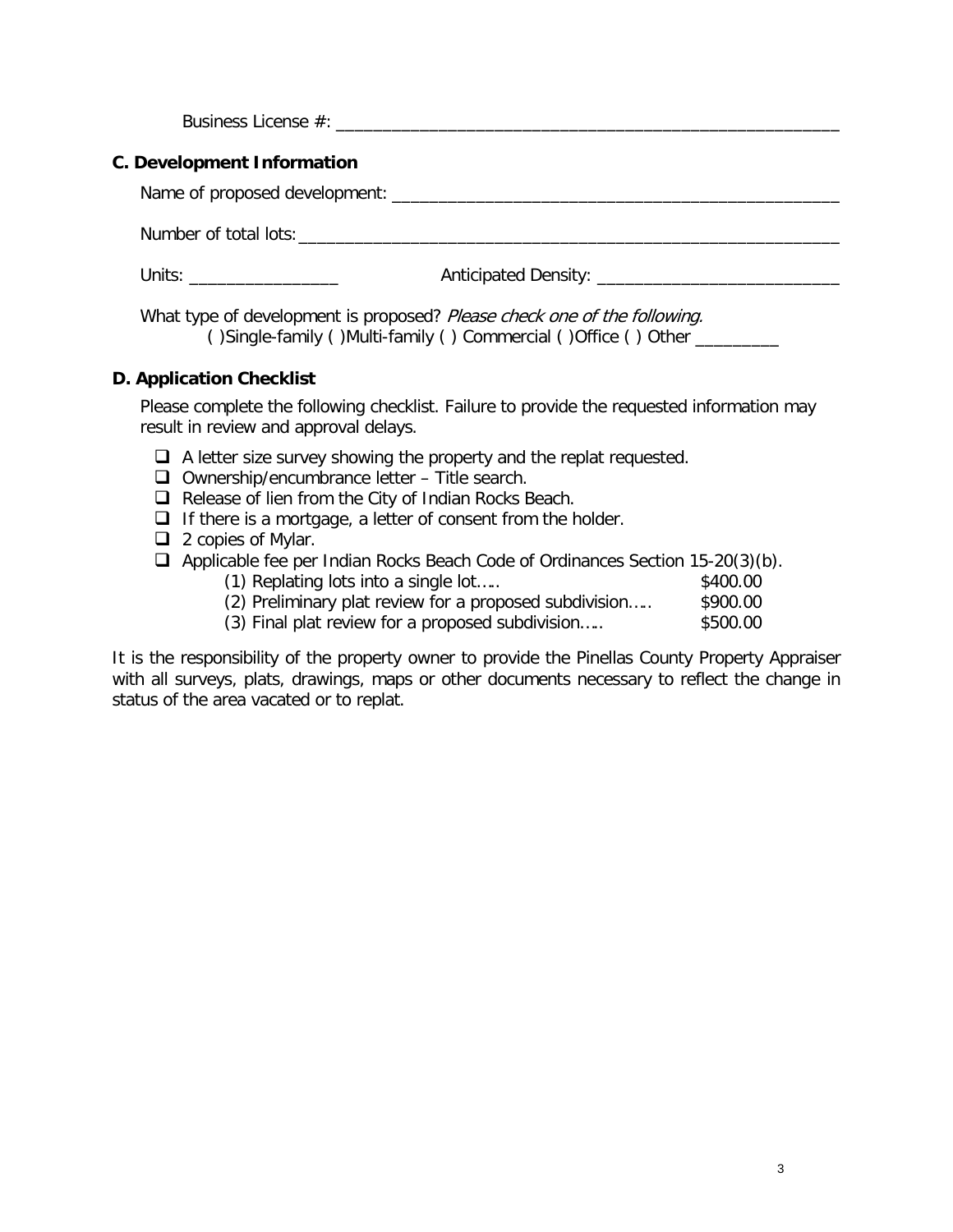Business License #: ___________________________________________________________

## C. Development Information

Name of proposed development: ___________________________________________________

Number of total lots: __________________________________________________________

Units: ________________ Anticipated Density: __________________________

What type of development is proposed? *Please check one of the following.*
( )Single-family ( )Multi-family ( ) Commercial ( )Office ( ) Other _________

## D. Application Checklist

Please complete the following checklist. Failure to provide the requested information may result in review and approval delays.

- ❑ A letter size survey showing the property and the replat requested.
- ❑ Ownership/encumbrance letter – Title search.
- ❑ Release of lien from the City of Indian Rocks Beach.
- ❑ If there is a mortgage, a letter of consent from the holder.
- ❑ 2 copies of Mylar.
- ❑ Applicable fee per Indian Rocks Beach Code of Ordinances Section 15-20(3)(b).
  - (1) Replating lots into a single lot….. $400.00
  - (2) Preliminary plat review for a proposed subdivision….. $900.00
  - (3) Final plat review for a proposed subdivision….. $500.00

It is the responsibility of the property owner to provide the Pinellas County Property Appraiser with all surveys, plats, drawings, maps or other documents necessary to reflect the change in status of the area vacated or to replat.